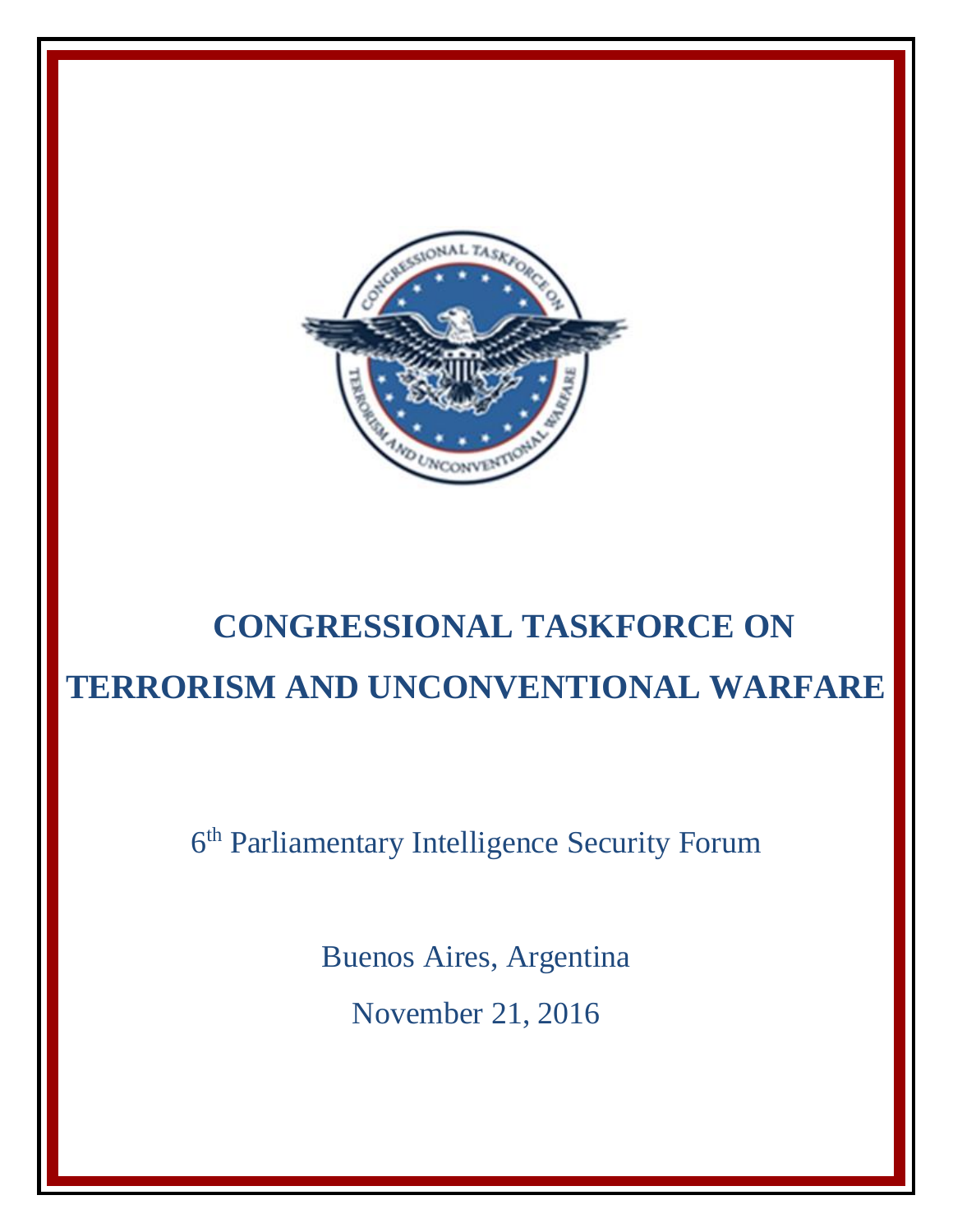# CONGRESSIONAL TASKFORCE ON TERRORISM AND UNCONVENTIONAL WARFARE

6th Parliamentary Intelligence Security Forum

Buenos Aires, Argentina

November 21, 2016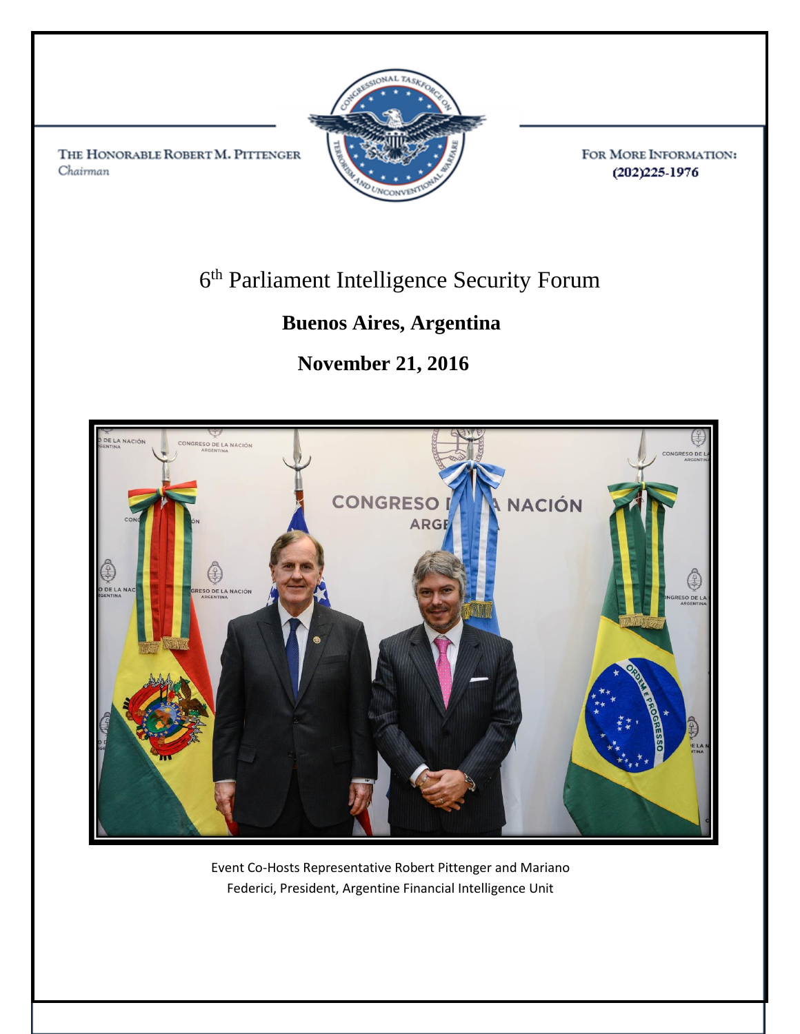THE HONORABLE ROBERT M. PITTENGER
*Chairman*

FOR MORE INFORMATION:
(202)225-1976

# 6th Parliament Intelligence Security Forum

## Buenos Aires, Argentina

## November 21, 2016

Event Co-Hosts Representative Robert Pittenger and Mariano Federici, President, Argentine Financial Intelligence Unit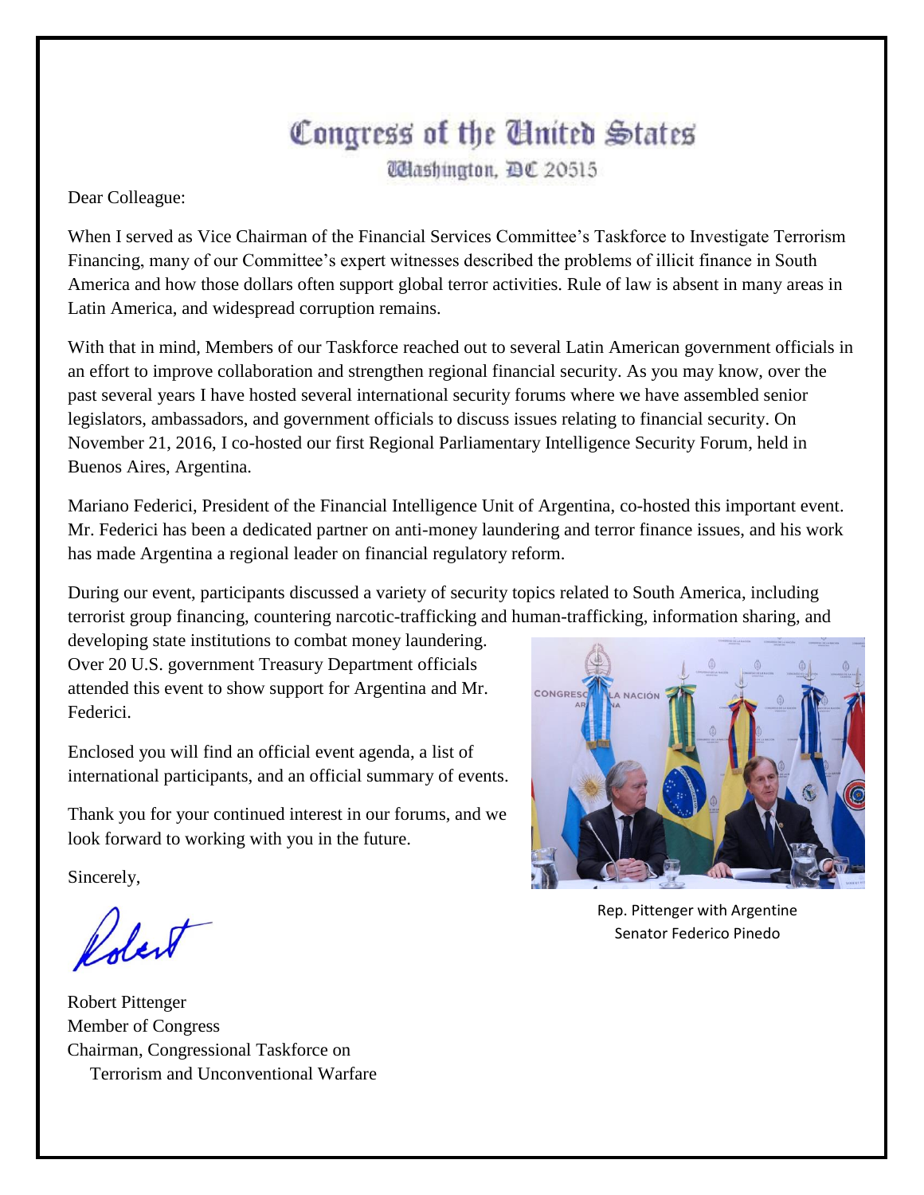# Congress of the United States

Washington, DC 20515

Dear Colleague:

When I served as Vice Chairman of the Financial Services Committee's Taskforce to Investigate Terrorism Financing, many of our Committee's expert witnesses described the problems of illicit finance in South America and how those dollars often support global terror activities. Rule of law is absent in many areas in Latin America, and widespread corruption remains.

With that in mind, Members of our Taskforce reached out to several Latin American government officials in an effort to improve collaboration and strengthen regional financial security. As you may know, over the past several years I have hosted several international security forums where we have assembled senior legislators, ambassadors, and government officials to discuss issues relating to financial security. On November 21, 2016, I co-hosted our first Regional Parliamentary Intelligence Security Forum, held in Buenos Aires, Argentina.

Mariano Federici, President of the Financial Intelligence Unit of Argentina, co-hosted this important event. Mr. Federici has been a dedicated partner on anti-money laundering and terror finance issues, and his work has made Argentina a regional leader on financial regulatory reform.

During our event, participants discussed a variety of security topics related to South America, including terrorist group financing, countering narcotic-trafficking and human-trafficking, information sharing, and developing state institutions to combat money laundering. Over 20 U.S. government Treasury Department officials attended this event to show support for Argentina and Mr. Federici.

Enclosed you will find an official event agenda, a list of international participants, and an official summary of events.

Thank you for your continued interest in our forums, and we look forward to working with you in the future.

Sincerely,

Robert

Robert Pittenger
Member of Congress
Chairman, Congressional Taskforce on
Terrorism and Unconventional Warfare

Rep. Pittenger with Argentine Senator Federico Pinedo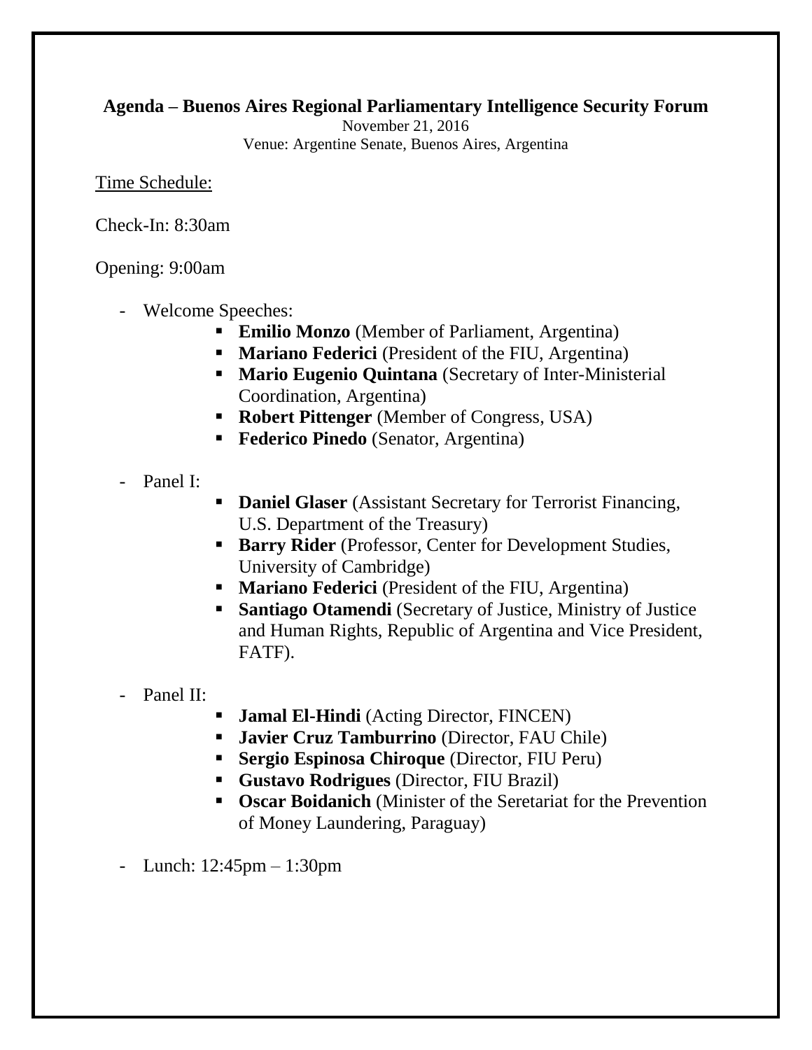**Agenda – Buenos Aires Regional Parliamentary Intelligence Security Forum**

November 21, 2016

Venue: Argentine Senate, Buenos Aires, Argentina

Time Schedule:

Check-In: 8:30am

Opening: 9:00am

- Welcome Speeches:
  - **Emilio Monzo** (Member of Parliament, Argentina)
  - **Mariano Federici** (President of the FIU, Argentina)
  - **Mario Eugenio Quintana** (Secretary of Inter-Ministerial Coordination, Argentina)
  - **Robert Pittenger** (Member of Congress, USA)
  - **Federico Pinedo** (Senator, Argentina)
- Panel I:
  - **Daniel Glaser** (Assistant Secretary for Terrorist Financing, U.S. Department of the Treasury)
  - **Barry Rider** (Professor, Center for Development Studies, University of Cambridge)
  - **Mariano Federici** (President of the FIU, Argentina)
  - **Santiago Otamendi** (Secretary of Justice, Ministry of Justice and Human Rights, Republic of Argentina and Vice President, FATF).
- Panel II:
  - **Jamal El-Hindi** (Acting Director, FINCEN)
  - **Javier Cruz Tamburrino** (Director, FAU Chile)
  - **Sergio Espinosa Chiroque** (Director, FIU Peru)
  - **Gustavo Rodrigues** (Director, FIU Brazil)
  - **Oscar Boidanich** (Minister of the Seretariat for the Prevention of Money Laundering, Paraguay)
- Lunch: 12:45pm – 1:30pm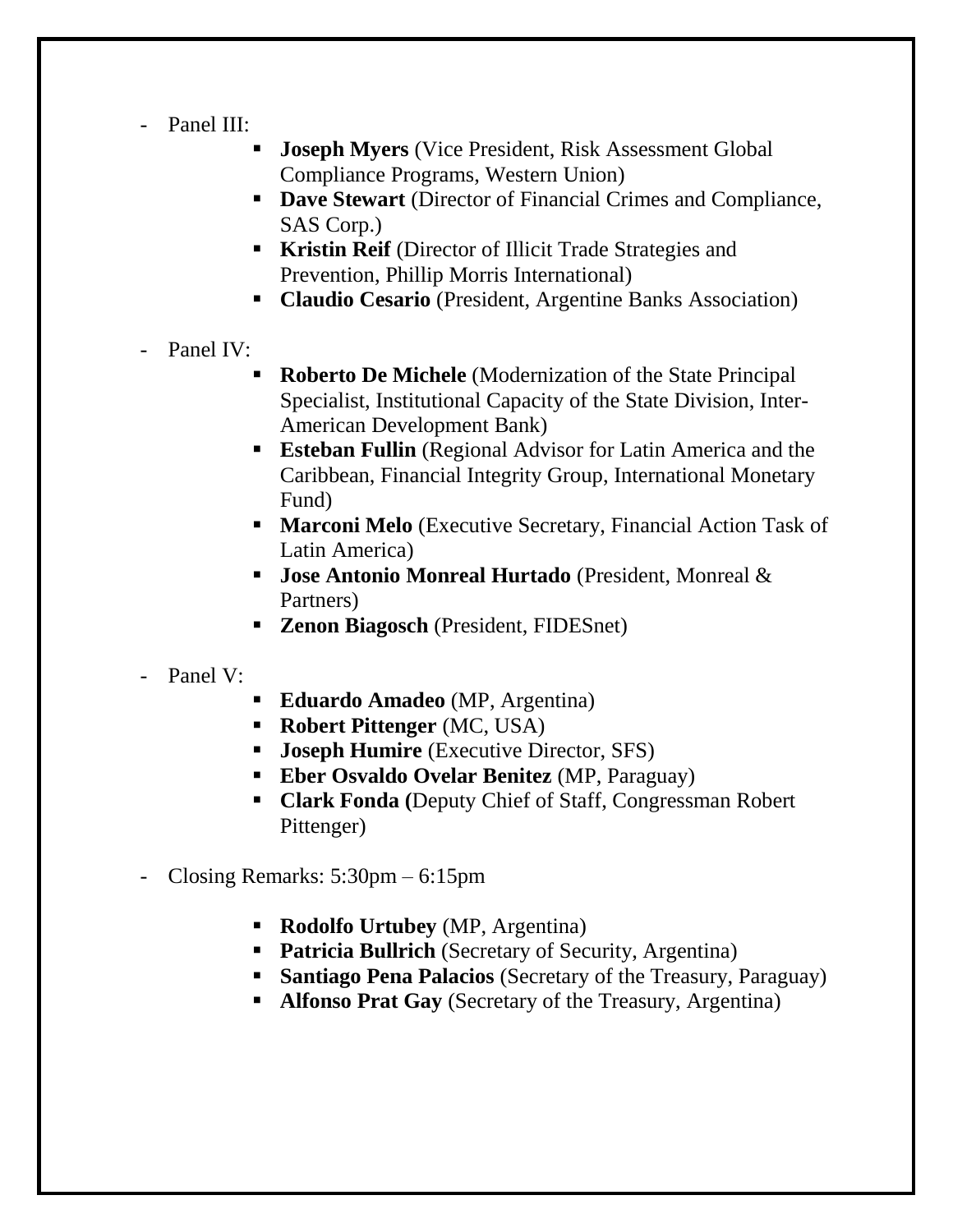- Panel III:
  - **Joseph Myers** (Vice President, Risk Assessment Global Compliance Programs, Western Union)
  - **Dave Stewart** (Director of Financial Crimes and Compliance, SAS Corp.)
  - **Kristin Reif** (Director of Illicit Trade Strategies and Prevention, Phillip Morris International)
  - **Claudio Cesario** (President, Argentine Banks Association)

- Panel IV:
  - **Roberto De Michele** (Modernization of the State Principal Specialist, Institutional Capacity of the State Division, Inter-American Development Bank)
  - **Esteban Fullin** (Regional Advisor for Latin America and the Caribbean, Financial Integrity Group, International Monetary Fund)
  - **Marconi Melo** (Executive Secretary, Financial Action Task of Latin America)
  - **Jose Antonio Monreal Hurtado** (President, Monreal & Partners)
  - **Zenon Biagosch** (President, FIDESnet)

- Panel V:
  - **Eduardo Amadeo** (MP, Argentina)
  - **Robert Pittenger** (MC, USA)
  - **Joseph Humire** (Executive Director, SFS)
  - **Eber Osvaldo Ovelar Benitez** (MP, Paraguay)
  - **Clark Fonda (**Deputy Chief of Staff, Congressman Robert Pittenger)

- Closing Remarks: 5:30pm – 6:15pm
  - **Rodolfo Urtubey** (MP, Argentina)
  - **Patricia Bullrich** (Secretary of Security, Argentina)
  - **Santiago Pena Palacios** (Secretary of the Treasury, Paraguay)
  - **Alfonso Prat Gay** (Secretary of the Treasury, Argentina)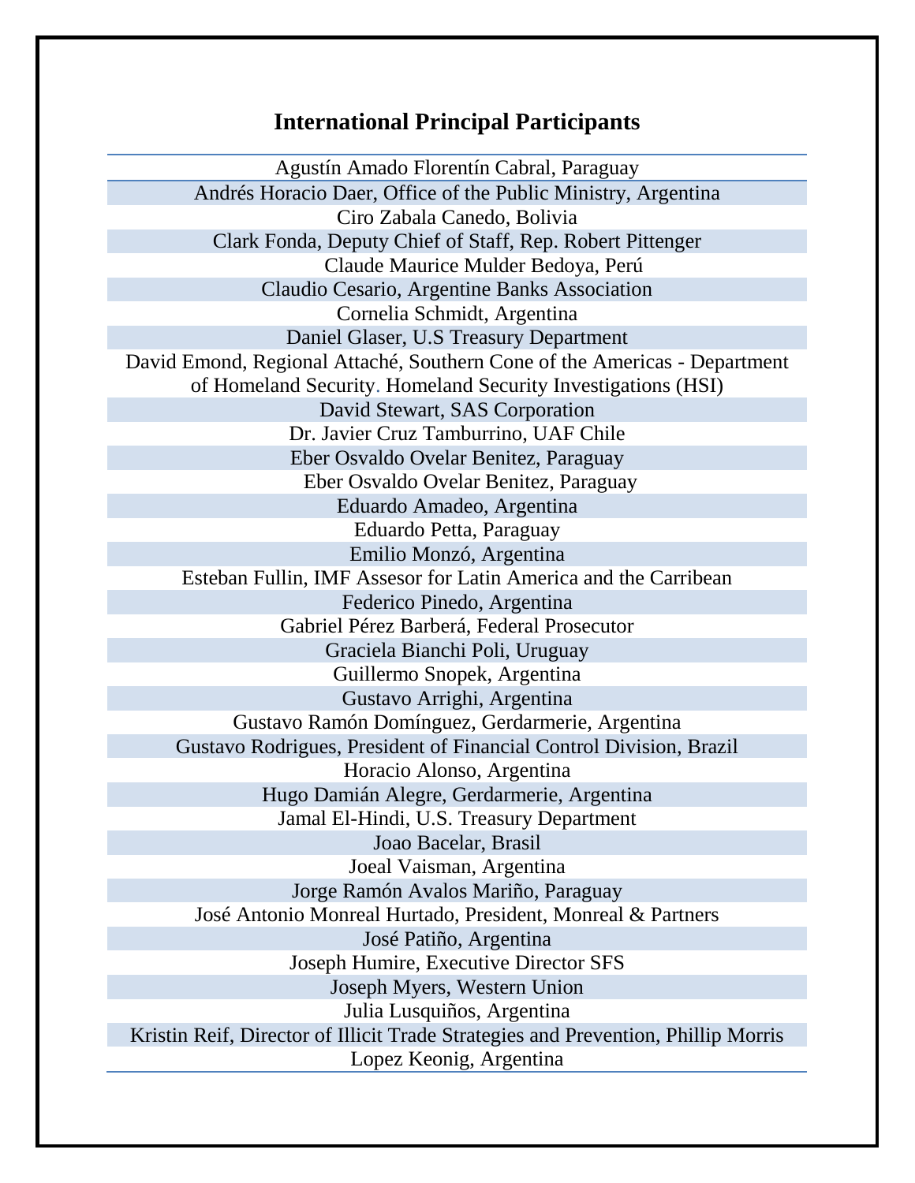## International Principal Participants

| |
|---|
| Agustín Amado Florentín Cabral, Paraguay |
| Andrés Horacio Daer, Office of the Public Ministry, Argentina |
| Ciro Zabala Canedo, Bolivia |
| Clark Fonda, Deputy Chief of Staff, Rep. Robert Pittenger |
| Claude Maurice Mulder Bedoya, Perú |
| Claudio Cesario, Argentine Banks Association |
| Cornelia Schmidt, Argentina |
| Daniel Glaser, U.S Treasury Department |
| David Emond, Regional Attaché, Southern Cone of the Americas - Department of Homeland Security. Homeland Security Investigations (HSI) |
| David Stewart, SAS Corporation |
| Dr. Javier Cruz Tamburrino, UAF Chile |
| Eber Osvaldo Ovelar Benitez, Paraguay |
| Eber Osvaldo Ovelar Benitez, Paraguay |
| Eduardo Amadeo, Argentina |
| Eduardo Petta, Paraguay |
| Emilio Monzó, Argentina |
| Esteban Fullin, IMF Assesor for Latin America and the Carribean |
| Federico Pinedo, Argentina |
| Gabriel Pérez Barberá, Federal Prosecutor |
| Graciela Bianchi Poli, Uruguay |
| Guillermo Snopek, Argentina |
| Gustavo Arrighi, Argentina |
| Gustavo Ramón Domínguez, Gerdarmerie, Argentina |
| Gustavo Rodrigues, President of Financial Control Division, Brazil |
| Horacio Alonso, Argentina |
| Hugo Damián Alegre, Gerdarmerie, Argentina |
| Jamal El-Hindi, U.S. Treasury Department |
| Joao Bacelar, Brasil |
| Joeal Vaisman, Argentina |
| Jorge Ramón Avalos Mariño, Paraguay |
| José Antonio Monreal Hurtado, President, Monreal & Partners |
| José Patiño, Argentina |
| Joseph Humire, Executive Director SFS |
| Joseph Myers, Western Union |
| Julia Lusquiños, Argentina |
| Kristin Reif, Director of Illicit Trade Strategies and Prevention, Phillip Morris |
| Lopez Keonig, Argentina |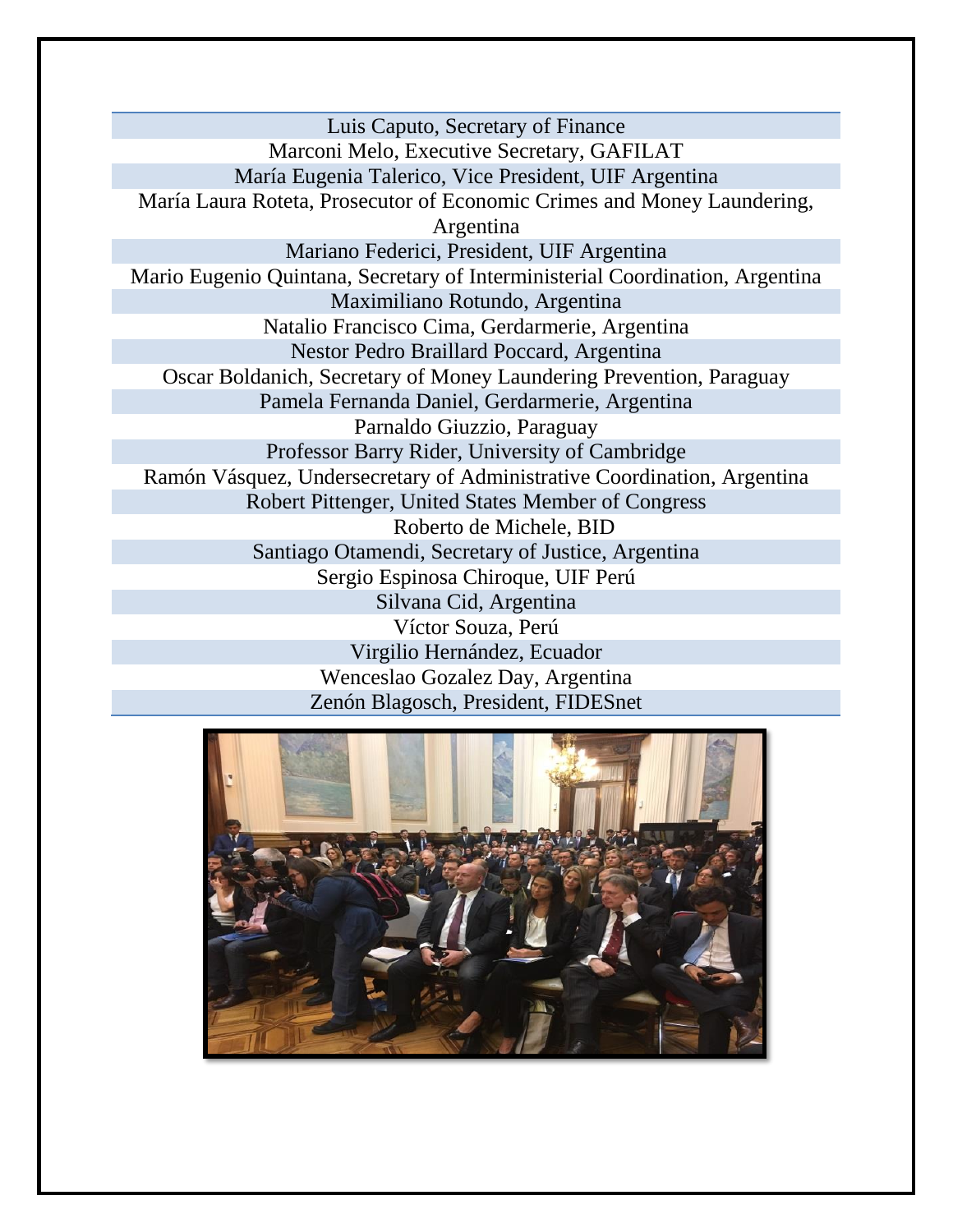| |
|---|
| Luis Caputo, Secretary of Finance |
| Marconi Melo, Executive Secretary, GAFILAT |
| María Eugenia Talerico, Vice President, UIF Argentina |
| María Laura Roteta, Prosecutor of Economic Crimes and Money Laundering, Argentina |
| Mariano Federici, President, UIF Argentina |
| Mario Eugenio Quintana, Secretary of Interministerial Coordination, Argentina |
| Maximiliano Rotundo, Argentina |
| Natalio Francisco Cima, Gerdarmerie, Argentina |
| Nestor Pedro Braillard Poccard, Argentina |
| Oscar Boldanich, Secretary of Money Laundering Prevention, Paraguay |
| Pamela Fernanda Daniel, Gerdarmerie, Argentina |
| Parnaldo Giuzzio, Paraguay |
| Professor Barry Rider, University of Cambridge |
| Ramón Vásquez, Undersecretary of Administrative Coordination, Argentina |
| Robert Pittenger, United States Member of Congress |
| Roberto de Michele, BID |
| Santiago Otamendi, Secretary of Justice, Argentina |
| Sergio Espinosa Chiroque, UIF Perú |
| Silvana Cid, Argentina |
| Víctor Souza, Perú |
| Virgilio Hernández, Ecuador |
| Wenceslao Gozalez Day, Argentina |
| Zenón Blagosch, President, FIDESnet |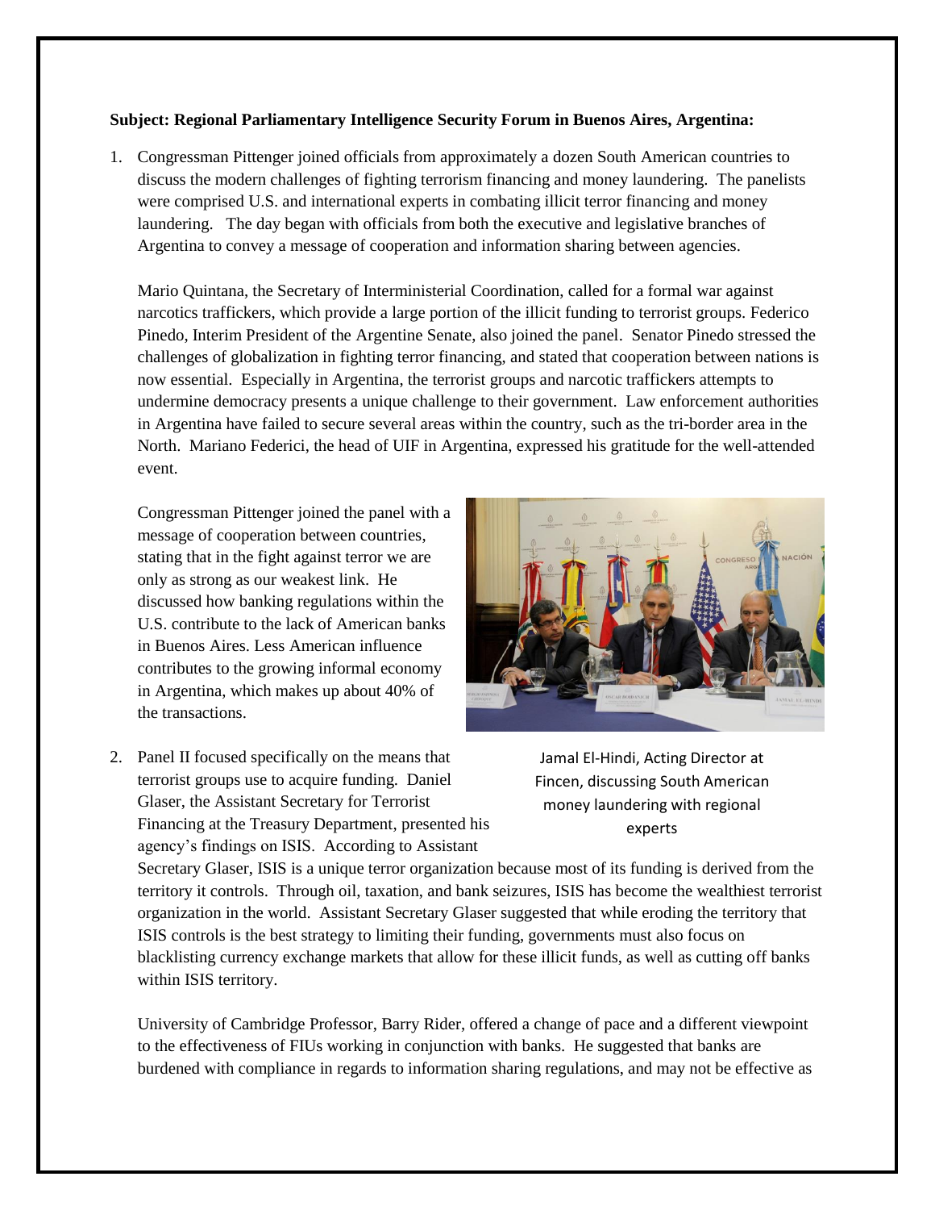**Subject: Regional Parliamentary Intelligence Security Forum in Buenos Aires, Argentina:**

1. Congressman Pittenger joined officials from approximately a dozen South American countries to discuss the modern challenges of fighting terrorism financing and money laundering. The panelists were comprised U.S. and international experts in combating illicit terror financing and money laundering. The day began with officials from both the executive and legislative branches of Argentina to convey a message of cooperation and information sharing between agencies.

   Mario Quintana, the Secretary of Interministerial Coordination, called for a formal war against narcotics traffickers, which provide a large portion of the illicit funding to terrorist groups. Federico Pinedo, Interim President of the Argentine Senate, also joined the panel. Senator Pinedo stressed the challenges of globalization in fighting terror financing, and stated that cooperation between nations is now essential. Especially in Argentina, the terrorist groups and narcotic traffickers attempts to undermine democracy presents a unique challenge to their government. Law enforcement authorities in Argentina have failed to secure several areas within the country, such as the tri-border area in the North. Mariano Federici, the head of UIF in Argentina, expressed his gratitude for the well-attended event.

   Congressman Pittenger joined the panel with a message of cooperation between countries, stating that in the fight against terror we are only as strong as our weakest link. He discussed how banking regulations within the U.S. contribute to the lack of American banks in Buenos Aires. Less American influence contributes to the growing informal economy in Argentina, which makes up about 40% of the transactions.

   Jamal El-Hindi, Acting Director at Fincen, discussing South American money laundering with regional experts

2. Panel II focused specifically on the means that terrorist groups use to acquire funding. Daniel Glaser, the Assistant Secretary for Terrorist Financing at the Treasury Department, presented his agency's findings on ISIS. According to Assistant Secretary Glaser, ISIS is a unique terror organization because most of its funding is derived from the territory it controls. Through oil, taxation, and bank seizures, ISIS has become the wealthiest terrorist organization in the world. Assistant Secretary Glaser suggested that while eroding the territory that ISIS controls is the best strategy to limiting their funding, governments must also focus on blacklisting currency exchange markets that allow for these illicit funds, as well as cutting off banks within ISIS territory.

   University of Cambridge Professor, Barry Rider, offered a change of pace and a different viewpoint to the effectiveness of FIUs working in conjunction with banks. He suggested that banks are burdened with compliance in regards to information sharing regulations, and may not be effective as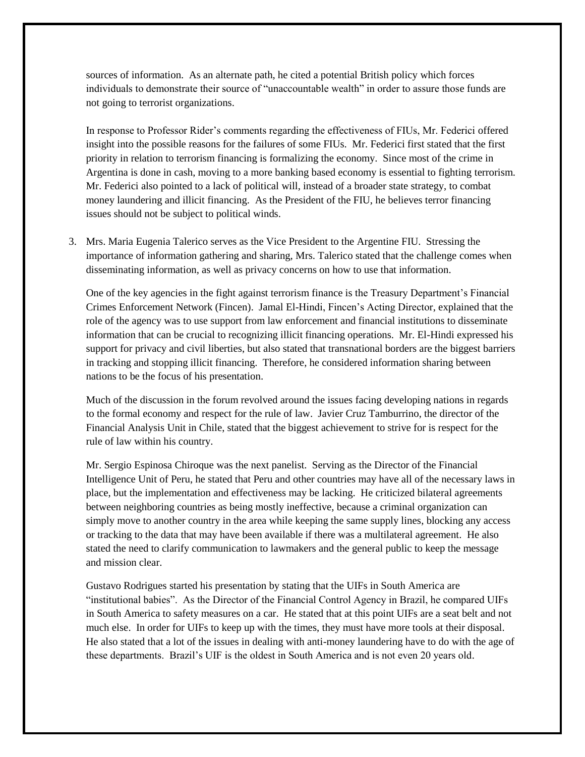sources of information. As an alternate path, he cited a potential British policy which forces individuals to demonstrate their source of "unaccountable wealth" in order to assure those funds are not going to terrorist organizations.

In response to Professor Rider's comments regarding the effectiveness of FIUs, Mr. Federici offered insight into the possible reasons for the failures of some FIUs. Mr. Federici first stated that the first priority in relation to terrorism financing is formalizing the economy. Since most of the crime in Argentina is done in cash, moving to a more banking based economy is essential to fighting terrorism. Mr. Federici also pointed to a lack of political will, instead of a broader state strategy, to combat money laundering and illicit financing. As the President of the FIU, he believes terror financing issues should not be subject to political winds.

3. Mrs. Maria Eugenia Talerico serves as the Vice President to the Argentine FIU. Stressing the importance of information gathering and sharing, Mrs. Talerico stated that the challenge comes when disseminating information, as well as privacy concerns on how to use that information.

   One of the key agencies in the fight against terrorism finance is the Treasury Department's Financial Crimes Enforcement Network (Fincen). Jamal El-Hindi, Fincen's Acting Director, explained that the role of the agency was to use support from law enforcement and financial institutions to disseminate information that can be crucial to recognizing illicit financing operations. Mr. El-Hindi expressed his support for privacy and civil liberties, but also stated that transnational borders are the biggest barriers in tracking and stopping illicit financing. Therefore, he considered information sharing between nations to be the focus of his presentation.

   Much of the discussion in the forum revolved around the issues facing developing nations in regards to the formal economy and respect for the rule of law. Javier Cruz Tamburrino, the director of the Financial Analysis Unit in Chile, stated that the biggest achievement to strive for is respect for the rule of law within his country.

   Mr. Sergio Espinosa Chiroque was the next panelist. Serving as the Director of the Financial Intelligence Unit of Peru, he stated that Peru and other countries may have all of the necessary laws in place, but the implementation and effectiveness may be lacking. He criticized bilateral agreements between neighboring countries as being mostly ineffective, because a criminal organization can simply move to another country in the area while keeping the same supply lines, blocking any access or tracking to the data that may have been available if there was a multilateral agreement. He also stated the need to clarify communication to lawmakers and the general public to keep the message and mission clear.

   Gustavo Rodrigues started his presentation by stating that the UIFs in South America are "institutional babies". As the Director of the Financial Control Agency in Brazil, he compared UIFs in South America to safety measures on a car. He stated that at this point UIFs are a seat belt and not much else. In order for UIFs to keep up with the times, they must have more tools at their disposal. He also stated that a lot of the issues in dealing with anti-money laundering have to do with the age of these departments. Brazil's UIF is the oldest in South America and is not even 20 years old.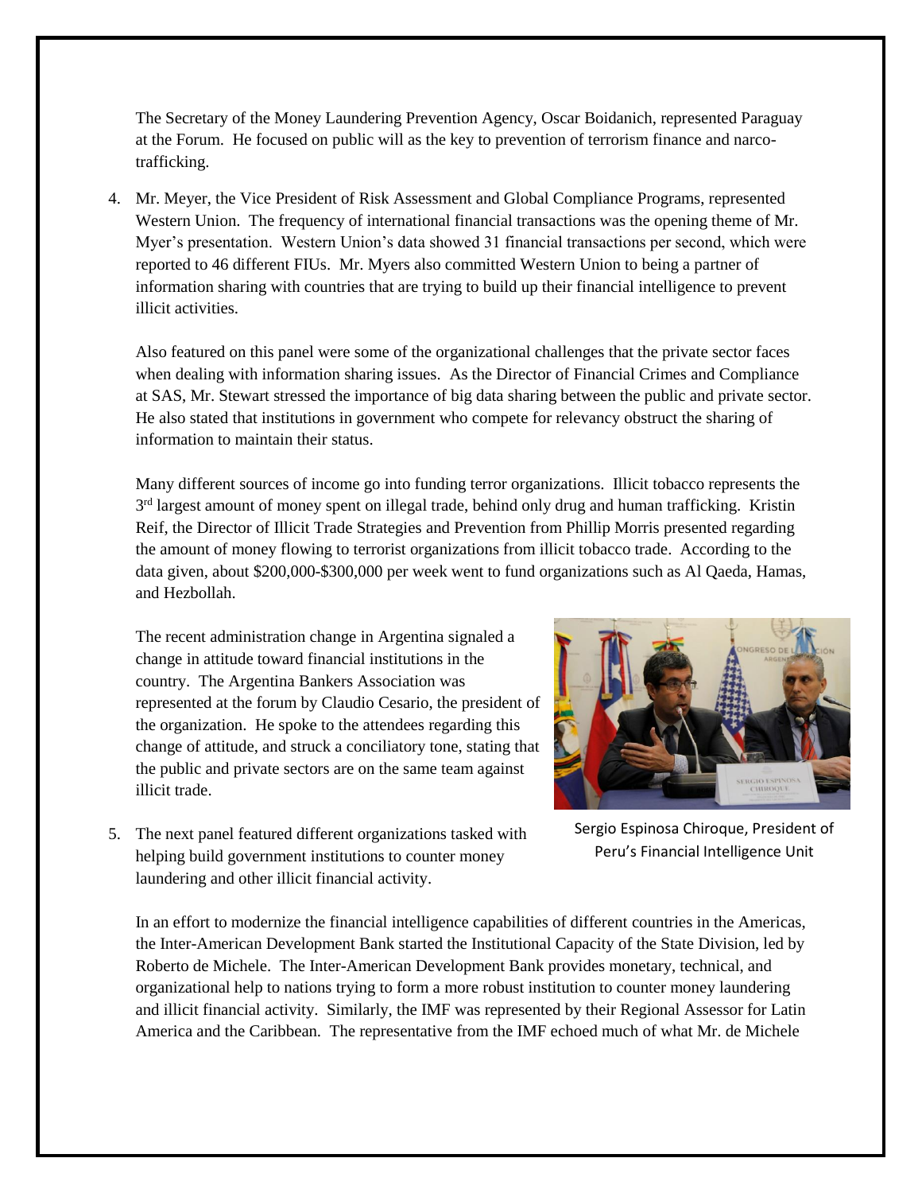The Secretary of the Money Laundering Prevention Agency, Oscar Boidanich, represented Paraguay at the Forum. He focused on public will as the key to prevention of terrorism finance and narco-trafficking.

4. Mr. Meyer, the Vice President of Risk Assessment and Global Compliance Programs, represented Western Union. The frequency of international financial transactions was the opening theme of Mr. Myer's presentation. Western Union's data showed 31 financial transactions per second, which were reported to 46 different FIUs. Mr. Myers also committed Western Union to being a partner of information sharing with countries that are trying to build up their financial intelligence to prevent illicit activities.

   Also featured on this panel were some of the organizational challenges that the private sector faces when dealing with information sharing issues. As the Director of Financial Crimes and Compliance at SAS, Mr. Stewart stressed the importance of big data sharing between the public and private sector. He also stated that institutions in government who compete for relevancy obstruct the sharing of information to maintain their status.

   Many different sources of income go into funding terror organizations. Illicit tobacco represents the 3rd largest amount of money spent on illegal trade, behind only drug and human trafficking. Kristin Reif, the Director of Illicit Trade Strategies and Prevention from Phillip Morris presented regarding the amount of money flowing to terrorist organizations from illicit tobacco trade. According to the data given, about \$200,000-\$300,000 per week went to fund organizations such as Al Qaeda, Hamas, and Hezbollah.

   The recent administration change in Argentina signaled a change in attitude toward financial institutions in the country. The Argentina Bankers Association was represented at the forum by Claudio Cesario, the president of the organization. He spoke to the attendees regarding this change of attitude, and struck a conciliatory tone, stating that the public and private sectors are on the same team against illicit trade.

Sergio Espinosa Chiroque, President of Peru's Financial Intelligence Unit

5. The next panel featured different organizations tasked with helping build government institutions to counter money laundering and other illicit financial activity.

   In an effort to modernize the financial intelligence capabilities of different countries in the Americas, the Inter-American Development Bank started the Institutional Capacity of the State Division, led by Roberto de Michele. The Inter-American Development Bank provides monetary, technical, and organizational help to nations trying to form a more robust institution to counter money laundering and illicit financial activity. Similarly, the IMF was represented by their Regional Assessor for Latin America and the Caribbean. The representative from the IMF echoed much of what Mr. de Michele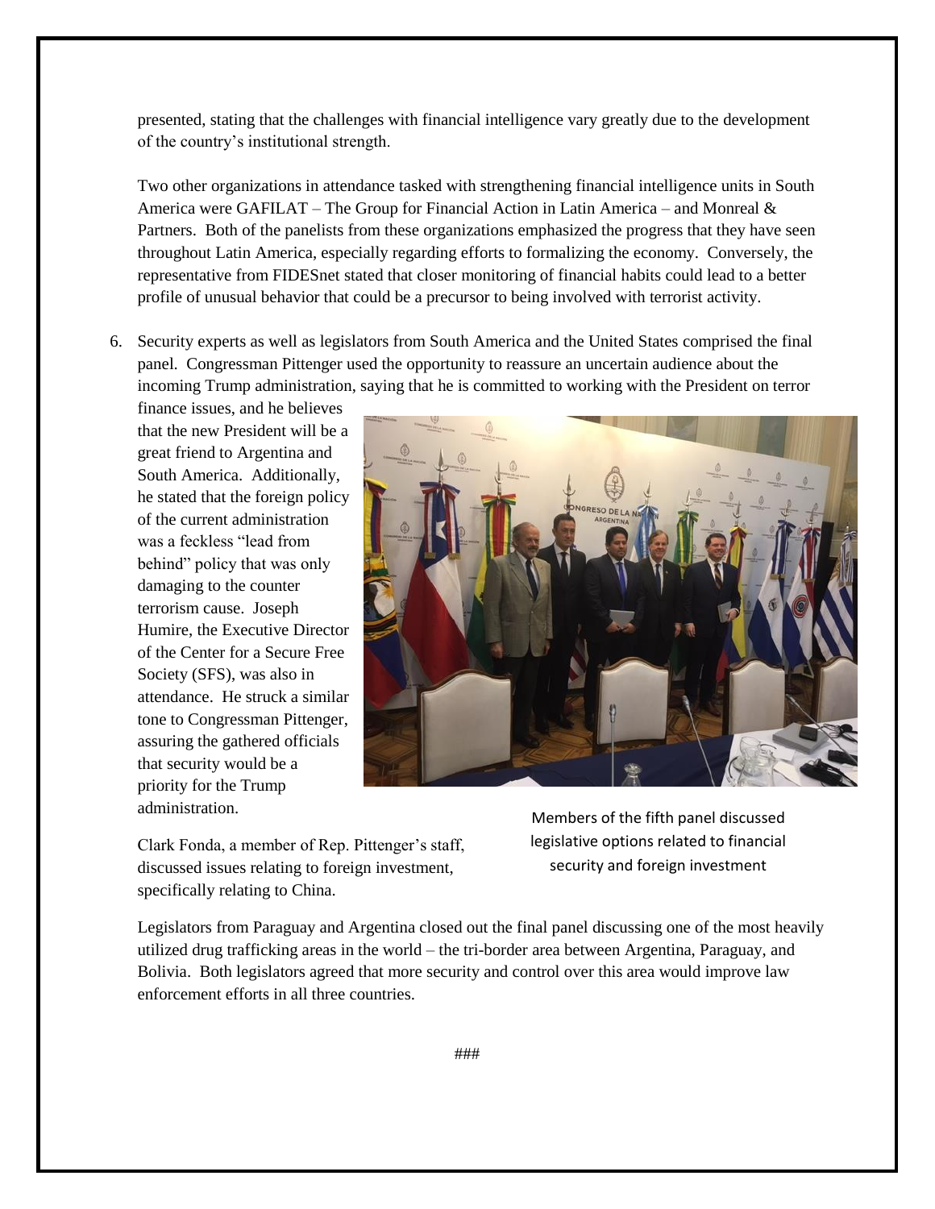presented, stating that the challenges with financial intelligence vary greatly due to the development of the country's institutional strength.

Two other organizations in attendance tasked with strengthening financial intelligence units in South America were GAFILAT – The Group for Financial Action in Latin America – and Monreal & Partners. Both of the panelists from these organizations emphasized the progress that they have seen throughout Latin America, especially regarding efforts to formalizing the economy. Conversely, the representative from FIDESnet stated that closer monitoring of financial habits could lead to a better profile of unusual behavior that could be a precursor to being involved with terrorist activity.

6. Security experts as well as legislators from South America and the United States comprised the final panel. Congressman Pittenger used the opportunity to reassure an uncertain audience about the incoming Trump administration, saying that he is committed to working with the President on terror finance issues, and he believes that the new President will be a great friend to Argentina and South America. Additionally, he stated that the foreign policy of the current administration was a feckless "lead from behind" policy that was only damaging to the counter terrorism cause. Joseph Humire, the Executive Director of the Center for a Secure Free Society (SFS), was also in attendance. He struck a similar tone to Congressman Pittenger, assuring the gathered officials that security would be a priority for the Trump administration.

Members of the fifth panel discussed legislative options related to financial security and foreign investment

Clark Fonda, a member of Rep. Pittenger's staff, discussed issues relating to foreign investment, specifically relating to China.

Legislators from Paraguay and Argentina closed out the final panel discussing one of the most heavily utilized drug trafficking areas in the world – the tri-border area between Argentina, Paraguay, and Bolivia. Both legislators agreed that more security and control over this area would improve law enforcement efforts in all three countries.

###